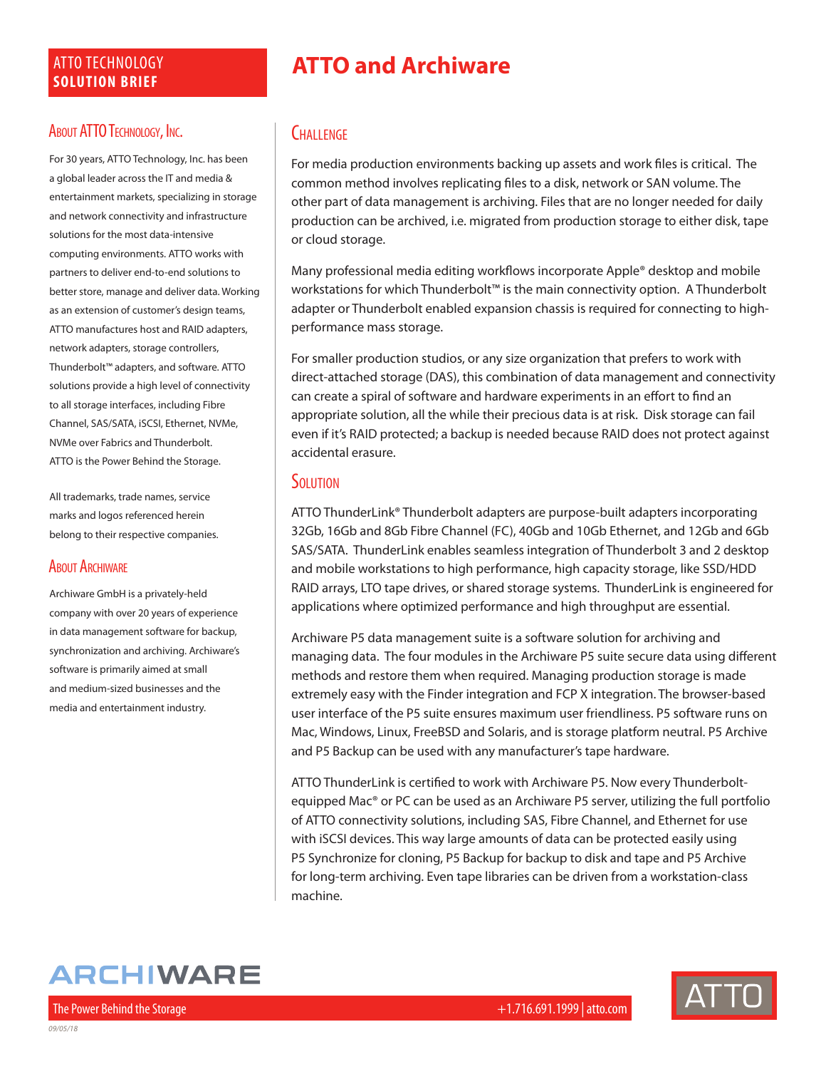ATTO TECHNOLOGY
**SOLUTION BRIEF**

# ATTO and Archiware

## Challenge

For media production environments backing up assets and work files is critical. The common method involves replicating files to a disk, network or SAN volume. The other part of data management is archiving. Files that are no longer needed for daily production can be archived, i.e. migrated from production storage to either disk, tape or cloud storage.

Many professional media editing workflows incorporate Apple® desktop and mobile workstations for which Thunderbolt™ is the main connectivity option. A Thunderbolt adapter or Thunderbolt enabled expansion chassis is required for connecting to high-performance mass storage.

For smaller production studios, or any size organization that prefers to work with direct-attached storage (DAS), this combination of data management and connectivity can create a spiral of software and hardware experiments in an effort to find an appropriate solution, all the while their precious data is at risk. Disk storage can fail even if it's RAID protected; a backup is needed because RAID does not protect against accidental erasure.

## Solution

ATTO ThunderLink® Thunderbolt adapters are purpose-built adapters incorporating 32Gb, 16Gb and 8Gb Fibre Channel (FC), 40Gb and 10Gb Ethernet, and 12Gb and 6Gb SAS/SATA. ThunderLink enables seamless integration of Thunderbolt 3 and 2 desktop and mobile workstations to high performance, high capacity storage, like SSD/HDD RAID arrays, LTO tape drives, or shared storage systems. ThunderLink is engineered for applications where optimized performance and high throughput are essential.

Archiware P5 data management suite is a software solution for archiving and managing data. The four modules in the Archiware P5 suite secure data using different methods and restore them when required. Managing production storage is made extremely easy with the Finder integration and FCP X integration. The browser-based user interface of the P5 suite ensures maximum user friendliness. P5 software runs on Mac, Windows, Linux, FreeBSD and Solaris, and is storage platform neutral. P5 Archive and P5 Backup can be used with any manufacturer's tape hardware.

ATTO ThunderLink is certified to work with Archiware P5. Now every Thunderbolt-equipped Mac® or PC can be used as an Archiware P5 server, utilizing the full portfolio of ATTO connectivity solutions, including SAS, Fibre Channel, and Ethernet for use with iSCSI devices. This way large amounts of data can be protected easily using P5 Synchronize for cloning, P5 Backup for backup to disk and tape and P5 Archive for long-term archiving. Even tape libraries can be driven from a workstation-class machine.

## About ATTO Technology, Inc.

For 30 years, ATTO Technology, Inc. has been a global leader across the IT and media & entertainment markets, specializing in storage and network connectivity and infrastructure solutions for the most data-intensive computing environments. ATTO works with partners to deliver end-to-end solutions to better store, manage and deliver data. Working as an extension of customer's design teams, ATTO manufactures host and RAID adapters, network adapters, storage controllers, Thunderbolt™ adapters, and software. ATTO solutions provide a high level of connectivity to all storage interfaces, including Fibre Channel, SAS/SATA, iSCSI, Ethernet, NVMe, NVMe over Fabrics and Thunderbolt. ATTO is the Power Behind the Storage.

All trademarks, trade names, service marks and logos referenced herein belong to their respective companies.

## About Archiware

Archiware GmbH is a privately-held company with over 20 years of experience in data management software for backup, synchronization and archiving. Archiware's software is primarily aimed at small and medium-sized businesses and the media and entertainment industry.

ARCHIWARE

The Power Behind the Storage

+1.716.691.1999 | atto.com

ATTO

09/05/18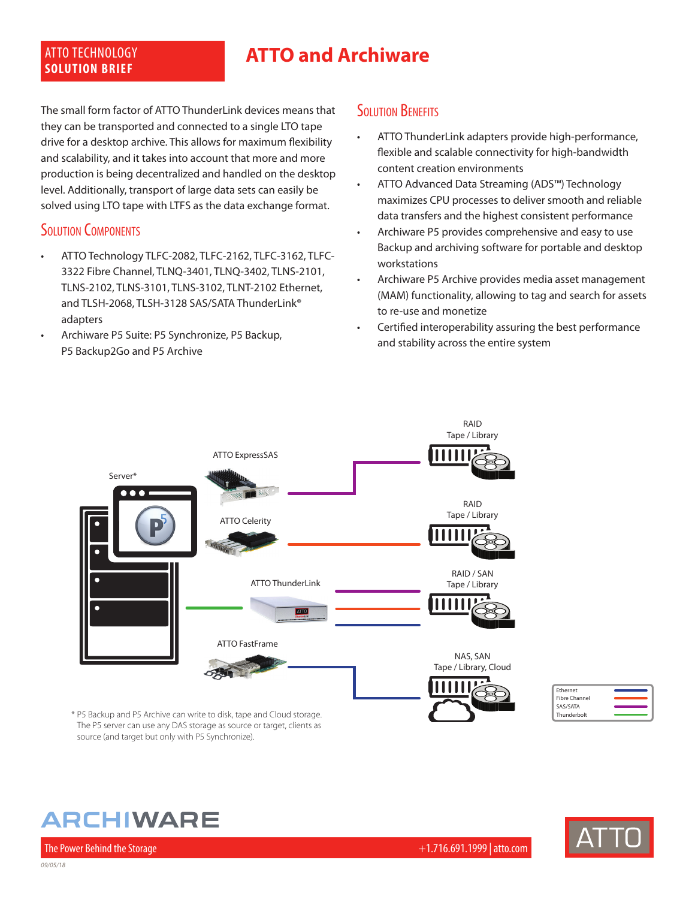ATTO TECHNOLOGY
**SOLUTION BRIEF**

# ATTO and Archiware

The small form factor of ATTO ThunderLink devices means that they can be transported and connected to a single LTO tape drive for a desktop archive. This allows for maximum flexibility and scalability, and it takes into account that more and more production is being decentralized and handled on the desktop level. Additionally, transport of large data sets can easily be solved using LTO tape with LTFS as the data exchange format.

## Solution Components

- ATTO Technology TLFC-2082, TLFC-2162, TLFC-3162, TLFC-3322 Fibre Channel, TLNQ-3401, TLNQ-3402, TLNS-2101, TLNS-2102, TLNS-3101, TLNS-3102, TLNT-2102 Ethernet, and TLSH-2068, TLSH-3128 SAS/SATA ThunderLink® adapters
- Archiware P5 Suite: P5 Synchronize, P5 Backup, P5 Backup2Go and P5 Archive

## Solution Benefits

- ATTO ThunderLink adapters provide high-performance, flexible and scalable connectivity for high-bandwidth content creation environments
- ATTO Advanced Data Streaming (ADS™) Technology maximizes CPU processes to deliver smooth and reliable data transfers and the highest consistent performance
- Archiware P5 provides comprehensive and easy to use Backup and archiving software for portable and desktop workstations
- Archiware P5 Archive provides media asset management (MAM) functionality, allowing to tag and search for assets to re-use and monetize
- Certified interoperability assuring the best performance and stability across the entire system

Server*

ATTO ExpressSAS

ATTO Celerity

ATTO ThunderLink

ATTO FastFrame

RAID
Tape / Library

RAID
Tape / Library

RAID / SAN
Tape / Library

NAS, SAN
Tape / Library, Cloud

Ethernet
Fibre Channel
SAS/SATA
Thunderbolt

\* P5 Backup and P5 Archive can write to disk, tape and Cloud storage. The P5 server can use any DAS storage as source or target, clients as source (and target but only with P5 Synchronize).

ARCHIWARE

The Power Behind the Storage

+1.716.691.1999 | atto.com

ATTO

09/05/18